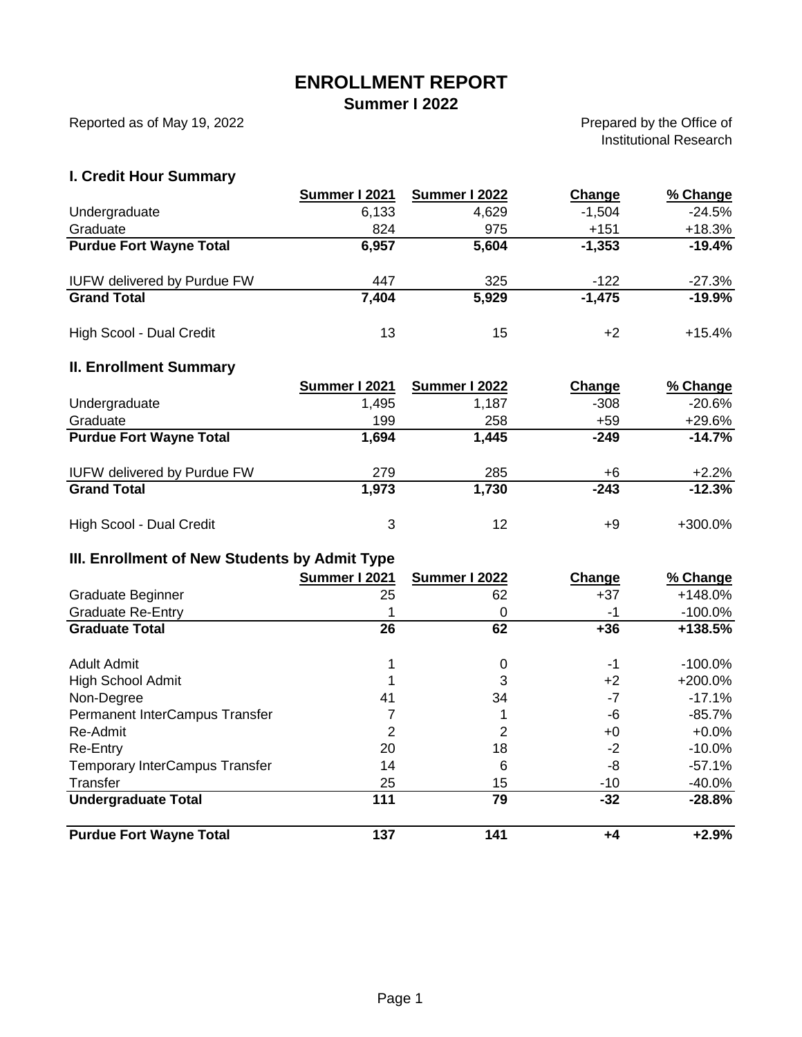# ENROLLMENT REPORT

## Summer I 2022

Reported as of May 19, 2022

Prepared by the Office of Institutional Research

### I. Credit Hour Summary

| | Summer I 2021 | Summer I 2022 | Change | % Change |
|---|---|---|---|---|
| Undergraduate | 6,133 | 4,629 | -1,504 | -24.5% |
| Graduate | 824 | 975 | +151 | +18.3% |
| **Purdue Fort Wayne Total** | **6,957** | **5,604** | **-1,353** | **-19.4%** |
| | | | | |
| IUFW delivered by Purdue FW | 447 | 325 | -122 | -27.3% |
| **Grand Total** | **7,404** | **5,929** | **-1,475** | **-19.9%** |
| | | | | |
| High Scool - Dual Credit | 13 | 15 | +2 | +15.4% |

### II. Enrollment Summary

| | Summer I 2021 | Summer I 2022 | Change | % Change |
|---|---|---|---|---|
| Undergraduate | 1,495 | 1,187 | -308 | -20.6% |
| Graduate | 199 | 258 | +59 | +29.6% |
| **Purdue Fort Wayne Total** | **1,694** | **1,445** | **-249** | **-14.7%** |
| | | | | |
| IUFW delivered by Purdue FW | 279 | 285 | +6 | +2.2% |
| **Grand Total** | **1,973** | **1,730** | **-243** | **-12.3%** |
| | | | | |
| High Scool - Dual Credit | 3 | 12 | +9 | +300.0% |

### III. Enrollment of New Students by Admit Type

| | Summer I 2021 | Summer I 2022 | Change | % Change |
|---|---|---|---|---|
| Graduate Beginner | 25 | 62 | +37 | +148.0% |
| Graduate Re-Entry | 1 | 0 | -1 | -100.0% |
| **Graduate Total** | **26** | **62** | **+36** | **+138.5%** |
| | | | | |
| Adult Admit | 1 | 0 | -1 | -100.0% |
| High School Admit | 1 | 3 | +2 | +200.0% |
| Non-Degree | 41 | 34 | -7 | -17.1% |
| Permanent InterCampus Transfer | 7 | 1 | -6 | -85.7% |
| Re-Admit | 2 | 2 | +0 | +0.0% |
| Re-Entry | 20 | 18 | -2 | -10.0% |
| Temporary InterCampus Transfer | 14 | 6 | -8 | -57.1% |
| Transfer | 25 | 15 | -10 | -40.0% |
| **Undergraduate Total** | **111** | **79** | **-32** | **-28.8%** |
| | | | | |
| **Purdue Fort Wayne Total** | **137** | **141** | **+4** | **+2.9%** |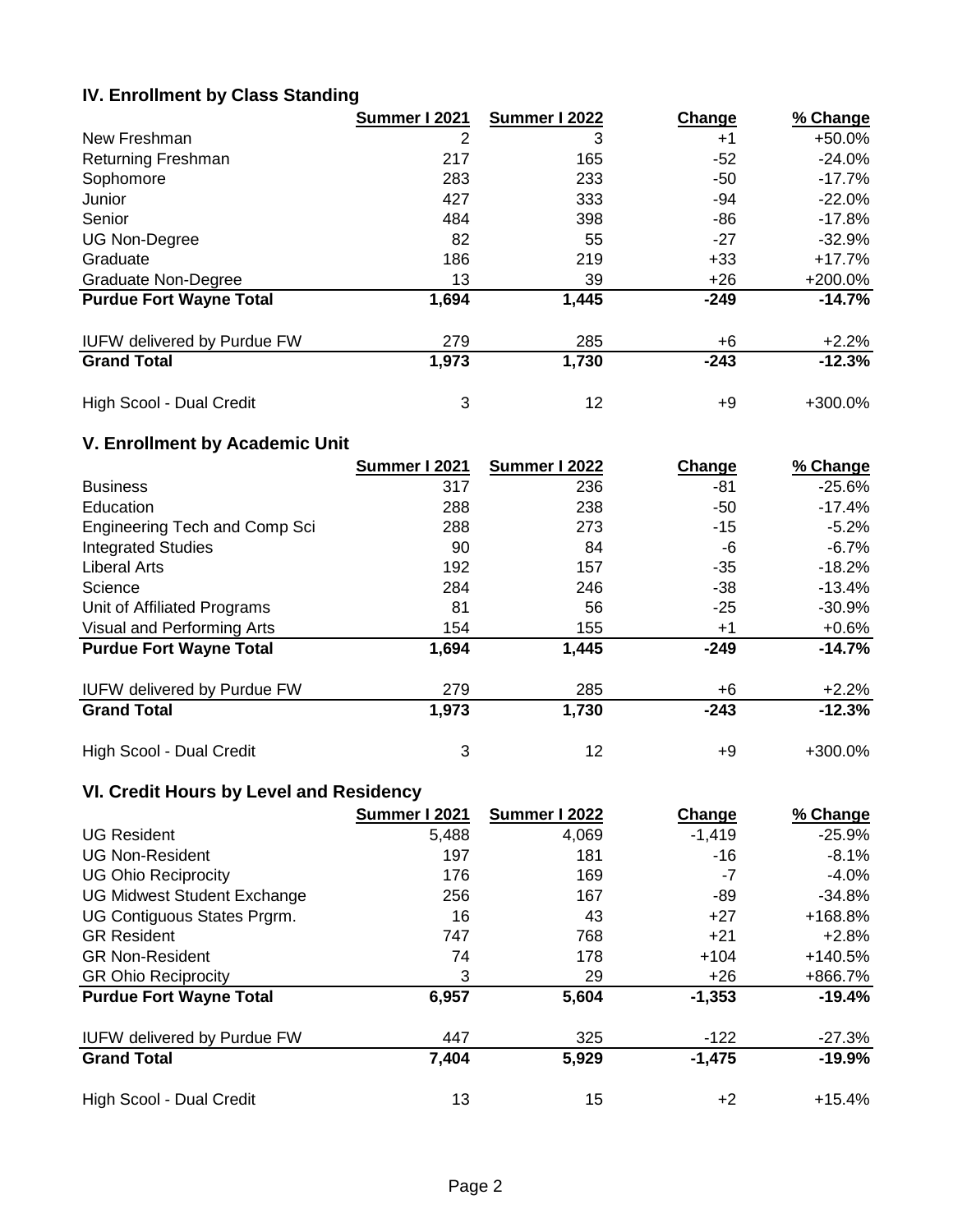## IV. Enrollment by Class Standing

| | Summer I 2021 | Summer I 2022 | Change | % Change |
|---|---|---|---|---|
| New Freshman | 2 | 3 | +1 | +50.0% |
| Returning Freshman | 217 | 165 | -52 | -24.0% |
| Sophomore | 283 | 233 | -50 | -17.7% |
| Junior | 427 | 333 | -94 | -22.0% |
| Senior | 484 | 398 | -86 | -17.8% |
| UG Non-Degree | 82 | 55 | -27 | -32.9% |
| Graduate | 186 | 219 | +33 | +17.7% |
| Graduate Non-Degree | 13 | 39 | +26 | +200.0% |
| **Purdue Fort Wayne Total** | **1,694** | **1,445** | **-249** | **-14.7%** |
| | | | | |
| IUFW delivered by Purdue FW | 279 | 285 | +6 | +2.2% |
| **Grand Total** | **1,973** | **1,730** | **-243** | **-12.3%** |
| | | | | |
| High Scool - Dual Credit | 3 | 12 | +9 | +300.0% |

## V. Enrollment by Academic Unit

| | Summer I 2021 | Summer I 2022 | Change | % Change |
|---|---|---|---|---|
| Business | 317 | 236 | -81 | -25.6% |
| Education | 288 | 238 | -50 | -17.4% |
| Engineering Tech and Comp Sci | 288 | 273 | -15 | -5.2% |
| Integrated Studies | 90 | 84 | -6 | -6.7% |
| Liberal Arts | 192 | 157 | -35 | -18.2% |
| Science | 284 | 246 | -38 | -13.4% |
| Unit of Affiliated Programs | 81 | 56 | -25 | -30.9% |
| Visual and Performing Arts | 154 | 155 | +1 | +0.6% |
| **Purdue Fort Wayne Total** | **1,694** | **1,445** | **-249** | **-14.7%** |
| | | | | |
| IUFW delivered by Purdue FW | 279 | 285 | +6 | +2.2% |
| **Grand Total** | **1,973** | **1,730** | **-243** | **-12.3%** |
| | | | | |
| High Scool - Dual Credit | 3 | 12 | +9 | +300.0% |

## VI. Credit Hours by Level and Residency

| | Summer I 2021 | Summer I 2022 | Change | % Change |
|---|---|---|---|---|
| UG Resident | 5,488 | 4,069 | -1,419 | -25.9% |
| UG Non-Resident | 197 | 181 | -16 | -8.1% |
| UG Ohio Reciprocity | 176 | 169 | -7 | -4.0% |
| UG Midwest Student Exchange | 256 | 167 | -89 | -34.8% |
| UG Contiguous States Prgrm. | 16 | 43 | +27 | +168.8% |
| GR Resident | 747 | 768 | +21 | +2.8% |
| GR Non-Resident | 74 | 178 | +104 | +140.5% |
| GR Ohio Reciprocity | 3 | 29 | +26 | +866.7% |
| **Purdue Fort Wayne Total** | **6,957** | **5,604** | **-1,353** | **-19.4%** |
| | | | | |
| IUFW delivered by Purdue FW | 447 | 325 | -122 | -27.3% |
| **Grand Total** | **7,404** | **5,929** | **-1,475** | **-19.9%** |
| | | | | |
| High Scool - Dual Credit | 13 | 15 | +2 | +15.4% |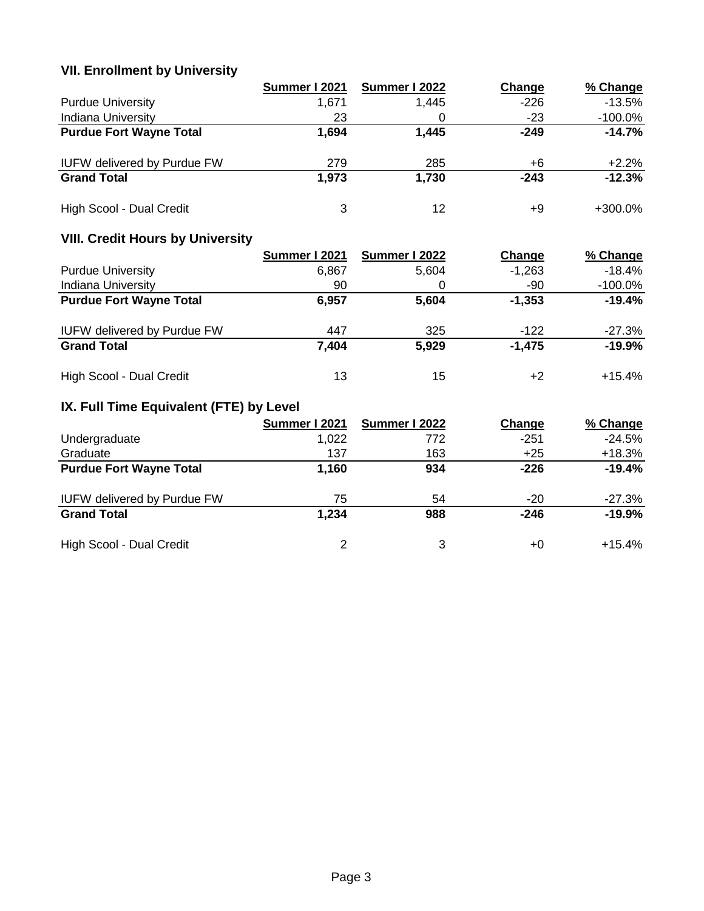### VII. Enrollment by University

| | Summer I 2021 | Summer I 2022 | Change | % Change |
|---|---|---|---|---|
| Purdue University | 1,671 | 1,445 | -226 | -13.5% |
| Indiana University | 23 | 0 | -23 | -100.0% |
| **Purdue Fort Wayne Total** | **1,694** | **1,445** | **-249** | **-14.7%** |
| | | | | |
| IUFW delivered by Purdue FW | 279 | 285 | +6 | +2.2% |
| **Grand Total** | **1,973** | **1,730** | **-243** | **-12.3%** |
| | | | | |
| High Scool - Dual Credit | 3 | 12 | +9 | +300.0% |

### VIII. Credit Hours by University

| | Summer I 2021 | Summer I 2022 | Change | % Change |
|---|---|---|---|---|
| Purdue University | 6,867 | 5,604 | -1,263 | -18.4% |
| Indiana University | 90 | 0 | -90 | -100.0% |
| **Purdue Fort Wayne Total** | **6,957** | **5,604** | **-1,353** | **-19.4%** |
| | | | | |
| IUFW delivered by Purdue FW | 447 | 325 | -122 | -27.3% |
| **Grand Total** | **7,404** | **5,929** | **-1,475** | **-19.9%** |
| | | | | |
| High Scool - Dual Credit | 13 | 15 | +2 | +15.4% |

### IX. Full Time Equivalent (FTE) by Level

| | Summer I 2021 | Summer I 2022 | Change | % Change |
|---|---|---|---|---|
| Undergraduate | 1,022 | 772 | -251 | -24.5% |
| Graduate | 137 | 163 | +25 | +18.3% |
| **Purdue Fort Wayne Total** | **1,160** | **934** | **-226** | **-19.4%** |
| | | | | |
| IUFW delivered by Purdue FW | 75 | 54 | -20 | -27.3% |
| **Grand Total** | **1,234** | **988** | **-246** | **-19.9%** |
| | | | | |
| High Scool - Dual Credit | 2 | 3 | +0 | +15.4% |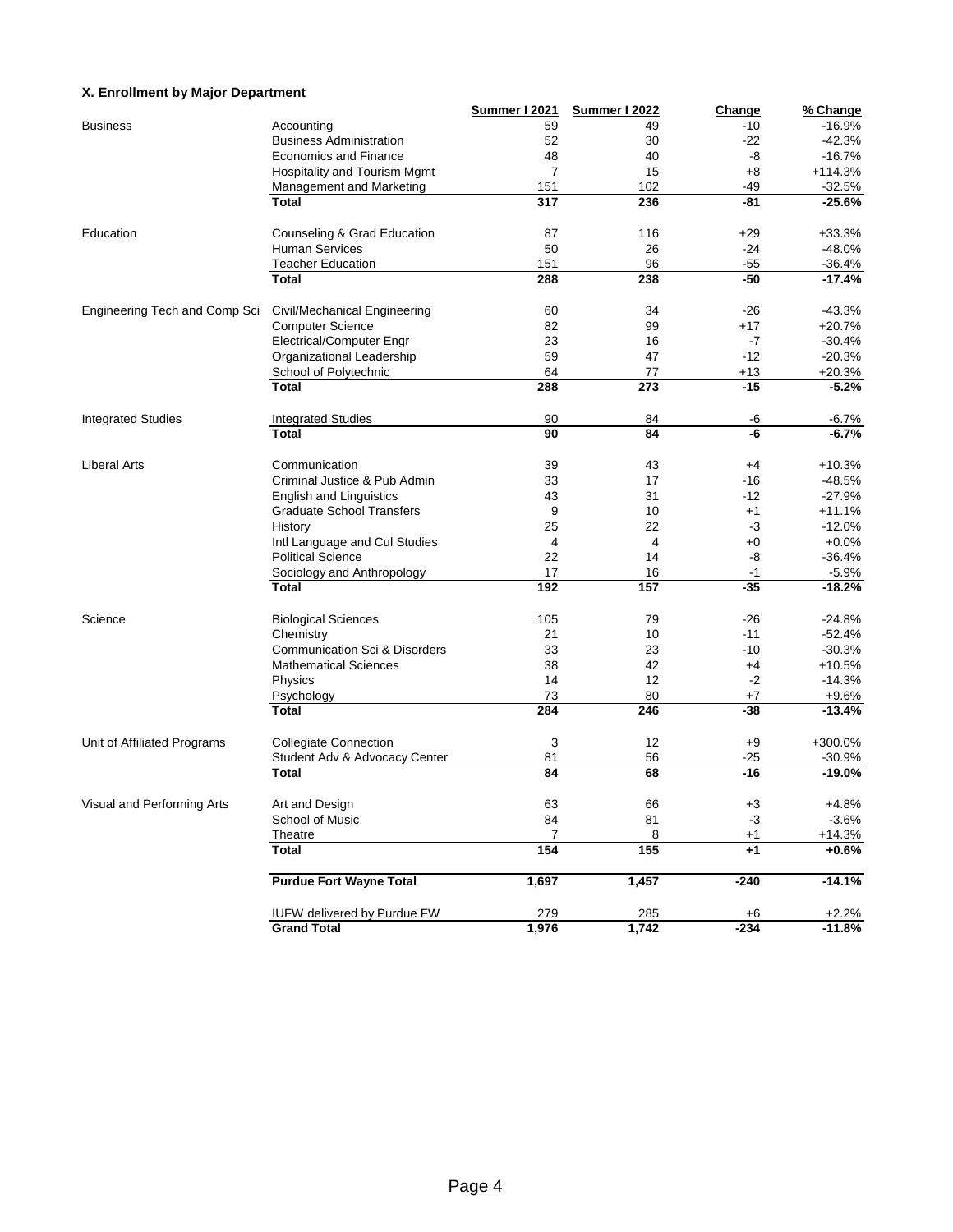### X. Enrollment by Major Department

| | | Summer I 2021 | Summer I 2022 | Change | % Change |
|---|---|---|---|---|---|
| Business | Accounting | 59 | 49 | -10 | -16.9% |
| | Business Administration | 52 | 30 | -22 | -42.3% |
| | Economics and Finance | 48 | 40 | -8 | -16.7% |
| | Hospitality and Tourism Mgmt | 7 | 15 | +8 | +114.3% |
| | Management and Marketing | 151 | 102 | -49 | -32.5% |
| | **Total** | **317** | **236** | **-81** | **-25.6%** |
| Education | Counseling & Grad Education | 87 | 116 | +29 | +33.3% |
| | Human Services | 50 | 26 | -24 | -48.0% |
| | Teacher Education | 151 | 96 | -55 | -36.4% |
| | **Total** | **288** | **238** | **-50** | **-17.4%** |
| Engineering Tech and Comp Sci | Civil/Mechanical Engineering | 60 | 34 | -26 | -43.3% |
| | Computer Science | 82 | 99 | +17 | +20.7% |
| | Electrical/Computer Engr | 23 | 16 | -7 | -30.4% |
| | Organizational Leadership | 59 | 47 | -12 | -20.3% |
| | School of Polytechnic | 64 | 77 | +13 | +20.3% |
| | **Total** | **288** | **273** | **-15** | **-5.2%** |
| Integrated Studies | Integrated Studies | 90 | 84 | -6 | -6.7% |
| | **Total** | **90** | **84** | **-6** | **-6.7%** |
| Liberal Arts | Communication | 39 | 43 | +4 | +10.3% |
| | Criminal Justice & Pub Admin | 33 | 17 | -16 | -48.5% |
| | English and Linguistics | 43 | 31 | -12 | -27.9% |
| | Graduate School Transfers | 9 | 10 | +1 | +11.1% |
| | History | 25 | 22 | -3 | -12.0% |
| | Intl Language and Cul Studies | 4 | 4 | +0 | +0.0% |
| | Political Science | 22 | 14 | -8 | -36.4% |
| | Sociology and Anthropology | 17 | 16 | -1 | -5.9% |
| | **Total** | **192** | **157** | **-35** | **-18.2%** |
| Science | Biological Sciences | 105 | 79 | -26 | -24.8% |
| | Chemistry | 21 | 10 | -11 | -52.4% |
| | Communication Sci & Disorders | 33 | 23 | -10 | -30.3% |
| | Mathematical Sciences | 38 | 42 | +4 | +10.5% |
| | Physics | 14 | 12 | -2 | -14.3% |
| | Psychology | 73 | 80 | +7 | +9.6% |
| | **Total** | **284** | **246** | **-38** | **-13.4%** |
| Unit of Affiliated Programs | Collegiate Connection | 3 | 12 | +9 | +300.0% |
| | Student Adv & Advocacy Center | 81 | 56 | -25 | -30.9% |
| | **Total** | **84** | **68** | **-16** | **-19.0%** |
| Visual and Performing Arts | Art and Design | 63 | 66 | +3 | +4.8% |
| | School of Music | 84 | 81 | -3 | -3.6% |
| | Theatre | 7 | 8 | +1 | +14.3% |
| | **Total** | **154** | **155** | **+1** | **+0.6%** |
| | **Purdue Fort Wayne Total** | **1,697** | **1,457** | **-240** | **-14.1%** |
| | IUFW delivered by Purdue FW | 279 | 285 | +6 | +2.2% |
| | **Grand Total** | **1,976** | **1,742** | **-234** | **-11.8%** |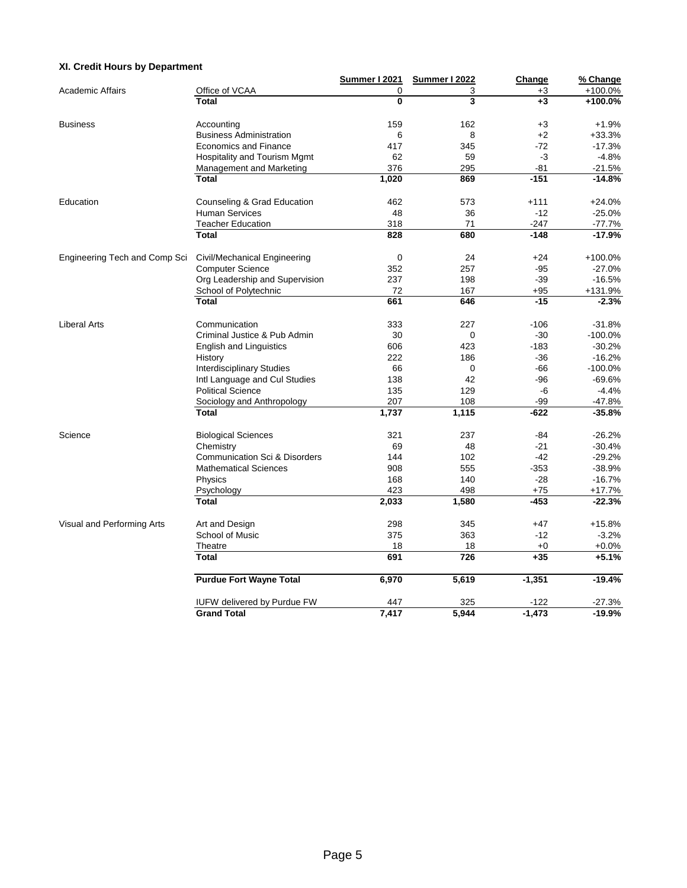### XI. Credit Hours by Department

| | | Summer I 2021 | Summer I 2022 | Change | % Change |
|---|---|---|---|---|---|
| Academic Affairs | Office of VCAA | 0 | 3 | +3 | +100.0% |
| | **Total** | **0** | **3** | **+3** | **+100.0%** |
| Business | Accounting | 159 | 162 | +3 | +1.9% |
| | Business Administration | 6 | 8 | +2 | +33.3% |
| | Economics and Finance | 417 | 345 | -72 | -17.3% |
| | Hospitality and Tourism Mgmt | 62 | 59 | -3 | -4.8% |
| | Management and Marketing | 376 | 295 | -81 | -21.5% |
| | **Total** | **1,020** | **869** | **-151** | **-14.8%** |
| Education | Counseling & Grad Education | 462 | 573 | +111 | +24.0% |
| | Human Services | 48 | 36 | -12 | -25.0% |
| | Teacher Education | 318 | 71 | -247 | -77.7% |
| | **Total** | **828** | **680** | **-148** | **-17.9%** |
| Engineering Tech and Comp Sci | Civil/Mechanical Engineering | 0 | 24 | +24 | +100.0% |
| | Computer Science | 352 | 257 | -95 | -27.0% |
| | Org Leadership and Supervision | 237 | 198 | -39 | -16.5% |
| | School of Polytechnic | 72 | 167 | +95 | +131.9% |
| | **Total** | **661** | **646** | **-15** | **-2.3%** |
| Liberal Arts | Communication | 333 | 227 | -106 | -31.8% |
| | Criminal Justice & Pub Admin | 30 | 0 | -30 | -100.0% |
| | English and Linguistics | 606 | 423 | -183 | -30.2% |
| | History | 222 | 186 | -36 | -16.2% |
| | Interdisciplinary Studies | 66 | 0 | -66 | -100.0% |
| | Intl Language and Cul Studies | 138 | 42 | -96 | -69.6% |
| | Political Science | 135 | 129 | -6 | -4.4% |
| | Sociology and Anthropology | 207 | 108 | -99 | -47.8% |
| | **Total** | **1,737** | **1,115** | **-622** | **-35.8%** |
| Science | Biological Sciences | 321 | 237 | -84 | -26.2% |
| | Chemistry | 69 | 48 | -21 | -30.4% |
| | Communication Sci & Disorders | 144 | 102 | -42 | -29.2% |
| | Mathematical Sciences | 908 | 555 | -353 | -38.9% |
| | Physics | 168 | 140 | -28 | -16.7% |
| | Psychology | 423 | 498 | +75 | +17.7% |
| | **Total** | **2,033** | **1,580** | **-453** | **-22.3%** |
| Visual and Performing Arts | Art and Design | 298 | 345 | +47 | +15.8% |
| | School of Music | 375 | 363 | -12 | -3.2% |
| | Theatre | 18 | 18 | +0 | +0.0% |
| | **Total** | **691** | **726** | **+35** | **+5.1%** |
| | **Purdue Fort Wayne Total** | **6,970** | **5,619** | **-1,351** | **-19.4%** |
| | IUFW delivered by Purdue FW | 447 | 325 | -122 | -27.3% |
| | **Grand Total** | **7,417** | **5,944** | **-1,473** | **-19.9%** |